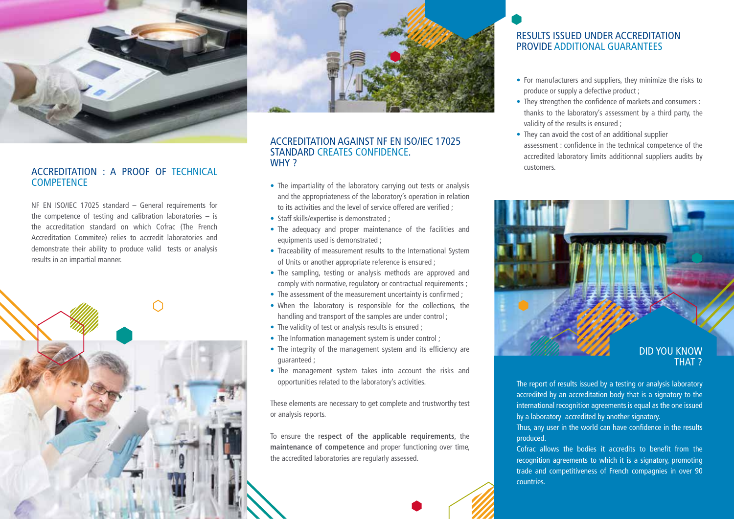## ACCREDITATION : A PROOF OF TECHNICAL COMPETENCE

NF EN ISO/IEC 17025 standard – General requirements for the competence of testing and calibration laboratories – is the accreditation standard on which Cofrac (The French Accreditation Commitee) relies to accredit laboratories and demonstrate their ability to produce valid tests or analysis results in an impartial manner.

## ACCREDITATION AGAINST NF EN ISO/IEC 17025 STANDARD CREATES CONFIDENCE. WHY ?

- The impartiality of the laboratory carrying out tests or analysis and the appropriateness of the laboratory's operation in relation to its activities and the level of service offered are verified ;
- Staff skills/expertise is demonstrated ;
- The adequacy and proper maintenance of the facilities and equipments used is demonstrated ;
- Traceability of measurement results to the International System of Units or another appropriate reference is ensured ;
- The sampling, testing or analysis methods are approved and comply with normative, regulatory or contractual requirements ;
- The assessment of the measurement uncertainty is confirmed ;
- When the laboratory is responsible for the collections, the handling and transport of the samples are under control ;
- The validity of test or analysis results is ensured ;
- The Information management system is under control ;
- The integrity of the management system and its efficiency are guaranteed ;
- The management system takes into account the risks and opportunities related to the laboratory's activities.

These elements are necessary to get complete and trustworthy test or analysis reports.

To ensure the **respect of the applicable requirements**, the **maintenance of competence** and proper functioning over time, the accredited laboratories are regularly assessed.

## RESULTS ISSUED UNDER ACCREDITATION PROVIDE ADDITIONAL GUARANTEES

- For manufacturers and suppliers, they minimize the risks to produce or supply a defective product ;
- They strengthen the confidence of markets and consumers : thanks to the laboratory's assessment by a third party, the validity of the results is ensured ;
- They can avoid the cost of an additional supplier assessment : confidence in the technical competence of the accredited laboratory limits additionnal suppliers audits by customers.

## DID YOU KNOW THAT ?

The report of results issued by a testing or analysis laboratory accredited by an accreditation body that is a signatory to the international recognition agreements is equal as the one issued by a laboratory accredited by another signatory.
Thus, any user in the world can have confidence in the results produced.
Cofrac allows the bodies it accredits to benefit from the recognition agreements to which it is a signatory, promoting trade and competitiveness of French compagnies in over 90 countries.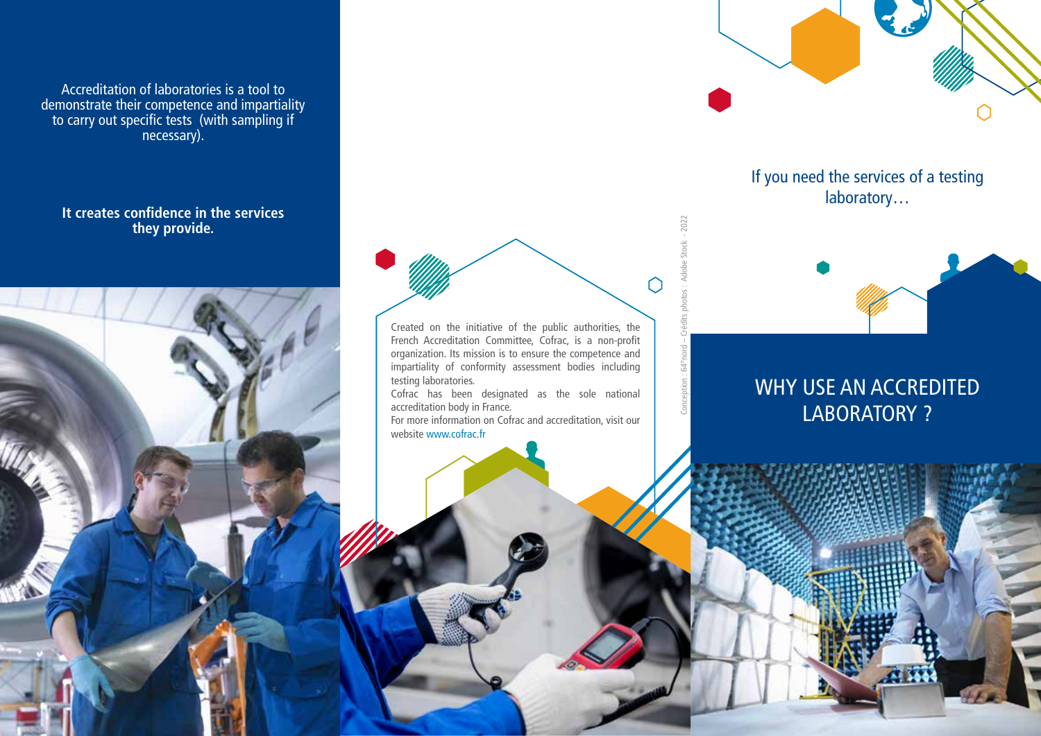Accreditation of laboratories is a tool to demonstrate their competence and impartiality to carry out specific tests (with sampling if necessary).

**It creates confidence in the services they provide.**

Created on the initiative of the public authorities, the French Accreditation Committee, Cofrac, is a non-profit organization. Its mission is to ensure the competence and impartiality of conformity assessment bodies including testing laboratories.

Cofrac has been designated as the sole national accreditation body in France.

For more information on Cofrac and accreditation, visit our website www.cofrac.fr

Conception : 64°nord – Crédits photos : Adobe Stock - 2022

If you need the services of a testing laboratory…

# WHY USE AN ACCREDITED LABORATORY ?